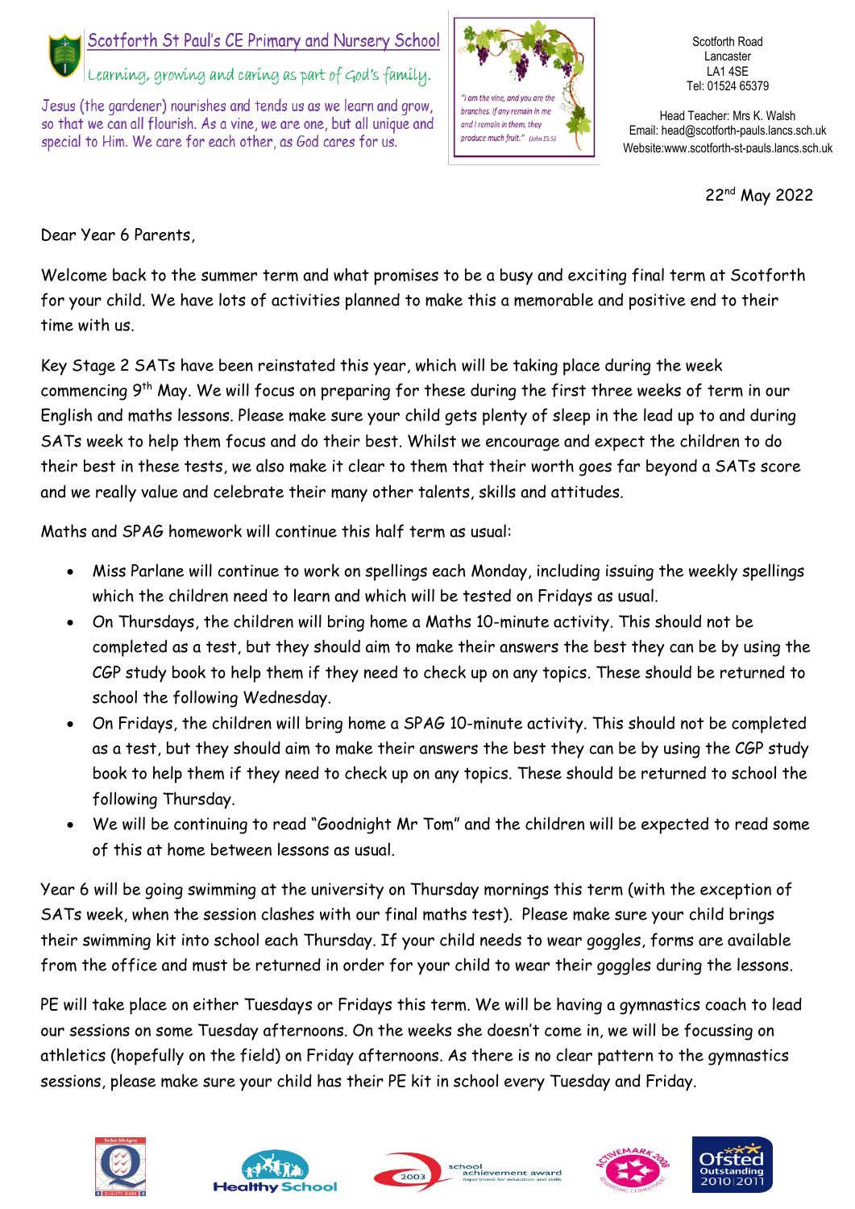# Scotforth St Paul's CE Primary and Nursery School

*Learning, growing and caring as part of God's family.*

Jesus (the gardener) nourishes and tends us as we learn and grow, so that we can all flourish. As a vine, we are one, but all unique and special to Him. We care for each other, as God cares for us.

*"I am the vine, and you are the branches. If any remain in me and I remain in them, they produce much fruit." (John 15:5)*

Scotforth Road
Lancaster
LA1 4SE
Tel: 01524 65379

Head Teacher: Mrs K. Walsh
Email: head@scotforth-pauls.lancs.sch.uk
Website:www.scotforth-st-pauls.lancs.sch.uk

22nd May 2022

Dear Year 6 Parents,

Welcome back to the summer term and what promises to be a busy and exciting final term at Scotforth for your child. We have lots of activities planned to make this a memorable and positive end to their time with us.

Key Stage 2 SATs have been reinstated this year, which will be taking place during the week commencing 9th May. We will focus on preparing for these during the first three weeks of term in our English and maths lessons. Please make sure your child gets plenty of sleep in the lead up to and during SATs week to help them focus and do their best. Whilst we encourage and expect the children to do their best in these tests, we also make it clear to them that their worth goes far beyond a SATs score and we really value and celebrate their many other talents, skills and attitudes.

Maths and SPAG homework will continue this half term as usual:

- Miss Parlane will continue to work on spellings each Monday, including issuing the weekly spellings which the children need to learn and which will be tested on Fridays as usual.
- On Thursdays, the children will bring home a Maths 10-minute activity. This should not be completed as a test, but they should aim to make their answers the best they can be by using the CGP study book to help them if they need to check up on any topics. These should be returned to school the following Wednesday.
- On Fridays, the children will bring home a SPAG 10-minute activity. This should not be completed as a test, but they should aim to make their answers the best they can be by using the CGP study book to help them if they need to check up on any topics. These should be returned to school the following Thursday.
- We will be continuing to read "Goodnight Mr Tom" and the children will be expected to read some of this at home between lessons as usual.

Year 6 will be going swimming at the university on Thursday mornings this term (with the exception of SATs week, when the session clashes with our final maths test). Please make sure your child brings their swimming kit into school each Thursday. If your child needs to wear goggles, forms are available from the office and must be returned in order for your child to wear their goggles during the lessons.

PE will take place on either Tuesdays or Fridays this term. We will be having a gymnastics coach to lead our sessions on some Tuesday afternoons. On the weeks she doesn't come in, we will be focussing on athletics (hopefully on the field) on Friday afternoons. As there is no clear pattern to the gymnastics sessions, please make sure your child has their PE kit in school every Tuesday and Friday.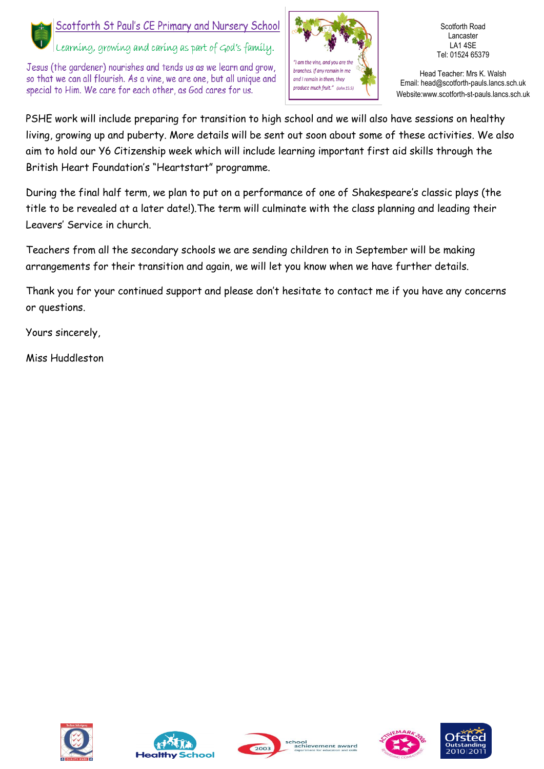Scotforth St Paul's CE Primary and Nursery School

Learning, growing and caring as part of God's family.

Jesus (the gardener) nourishes and tends us as we learn and grow, so that we can all flourish. As a vine, we are one, but all unique and special to Him. We care for each other, as God cares for us.

"I am the vine, and you are the branches. If any remain in me and I remain in them, they produce much fruit." (John 15:5)

Scotforth Road
Lancaster
LA1 4SE
Tel: 01524 65379

Head Teacher: Mrs K. Walsh
Email: head@scotforth-pauls.lancs.sch.uk
Website:www.scotforth-st-pauls.lancs.sch.uk

PSHE work will include preparing for transition to high school and we will also have sessions on healthy living, growing up and puberty. More details will be sent out soon about some of these activities. We also aim to hold our Y6 Citizenship week which will include learning important first aid skills through the British Heart Foundation's "Heartstart" programme.

During the final half term, we plan to put on a performance of one of Shakespeare's classic plays (the title to be revealed at a later date!).The term will culminate with the class planning and leading their Leavers' Service in church.

Teachers from all the secondary schools we are sending children to in September will be making arrangements for their transition and again, we will let you know when we have further details.

Thank you for your continued support and please don't hesitate to contact me if you have any concerns or questions.

Yours sincerely,

Miss Huddleston